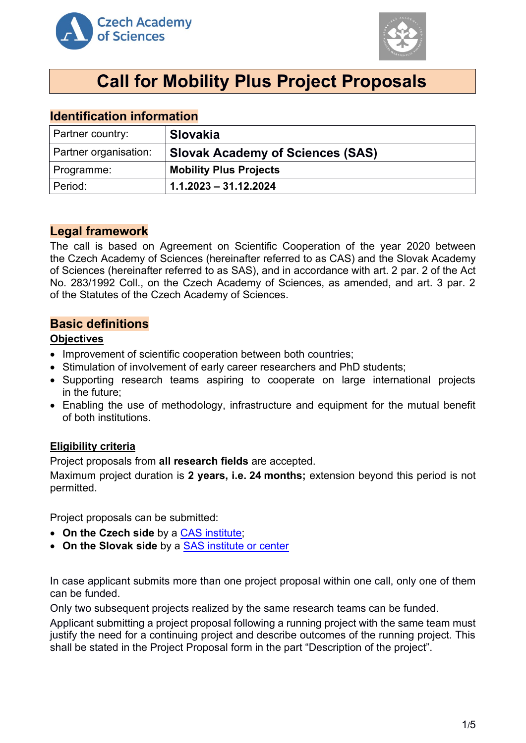# Call for Mobility Plus Project Proposals

## Identification information

| Partner country: | **Slovakia** |
|---|---|
| Partner organisation: | **Slovak Academy of Sciences (SAS)** |
| Programme: | **Mobility Plus Projects** |
| Period: | **1.1.2023 – 31.12.2024** |

## Legal framework

The call is based on Agreement on Scientific Cooperation of the year 2020 between the Czech Academy of Sciences (hereinafter referred to as CAS) and the Slovak Academy of Sciences (hereinafter referred to as SAS), and in accordance with art. 2 par. 2 of the Act No. 283/1992 Coll., on the Czech Academy of Sciences, as amended, and art. 3 par. 2 of the Statutes of the Czech Academy of Sciences.

## Basic definitions

### Objectives

- Improvement of scientific cooperation between both countries;
- Stimulation of involvement of early career researchers and PhD students;
- Supporting research teams aspiring to cooperate on large international projects in the future;
- Enabling the use of methodology, infrastructure and equipment for the mutual benefit of both institutions.

### Eligibility criteria

Project proposals from **all research fields** are accepted.

Maximum project duration is **2 years, i.e. 24 months;** extension beyond this period is not permitted.

Project proposals can be submitted:

- **On the Czech side** by a CAS institute;
- **On the Slovak side** by a SAS institute or center

In case applicant submits more than one project proposal within one call, only one of them can be funded.

Only two subsequent projects realized by the same research teams can be funded.

Applicant submitting a project proposal following a running project with the same team must justify the need for a continuing project and describe outcomes of the running project. This shall be stated in the Project Proposal form in the part "Description of the project".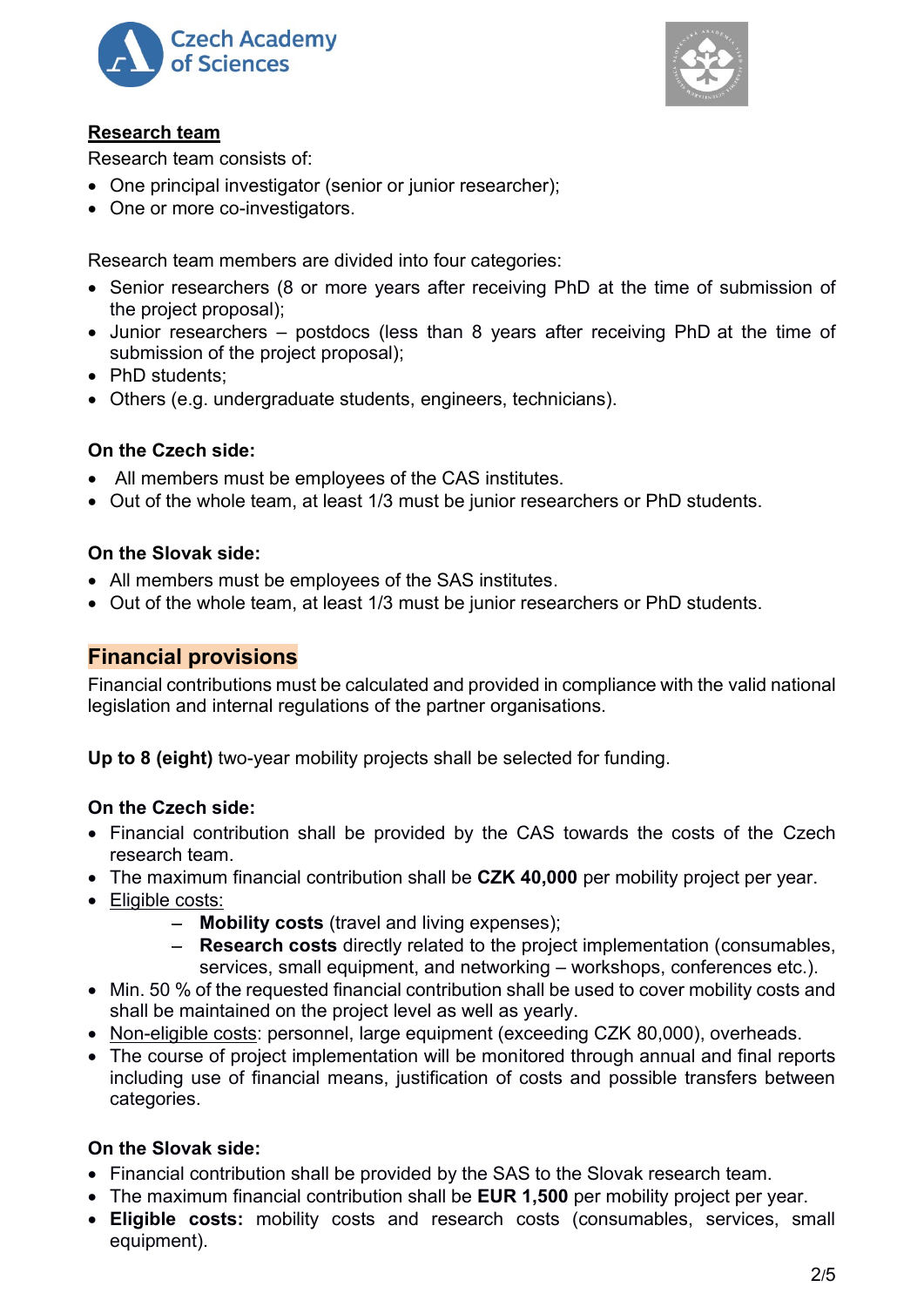## Research team

Research team consists of:

- One principal investigator (senior or junior researcher);
- One or more co-investigators.

Research team members are divided into four categories:

- Senior researchers (8 or more years after receiving PhD at the time of submission of the project proposal);
- Junior researchers – postdocs (less than 8 years after receiving PhD at the time of submission of the project proposal);
- PhD students;
- Others (e.g. undergraduate students, engineers, technicians).

**On the Czech side:**

- All members must be employees of the CAS institutes.
- Out of the whole team, at least 1/3 must be junior researchers or PhD students.

**On the Slovak side:**

- All members must be employees of the SAS institutes.
- Out of the whole team, at least 1/3 must be junior researchers or PhD students.

## Financial provisions

Financial contributions must be calculated and provided in compliance with the valid national legislation and internal regulations of the partner organisations.

**Up to 8 (eight)** two-year mobility projects shall be selected for funding.

**On the Czech side:**

- Financial contribution shall be provided by the CAS towards the costs of the Czech research team.
- The maximum financial contribution shall be **CZK 40,000** per mobility project per year.
- Eligible costs:
  - **Mobility costs** (travel and living expenses);
  - **Research costs** directly related to the project implementation (consumables, services, small equipment, and networking – workshops, conferences etc.).
- Min. 50 % of the requested financial contribution shall be used to cover mobility costs and shall be maintained on the project level as well as yearly.
- Non-eligible costs: personnel, large equipment (exceeding CZK 80,000), overheads.
- The course of project implementation will be monitored through annual and final reports including use of financial means, justification of costs and possible transfers between categories.

**On the Slovak side:**

- Financial contribution shall be provided by the SAS to the Slovak research team.
- The maximum financial contribution shall be **EUR 1,500** per mobility project per year.
- **Eligible costs:** mobility costs and research costs (consumables, services, small equipment).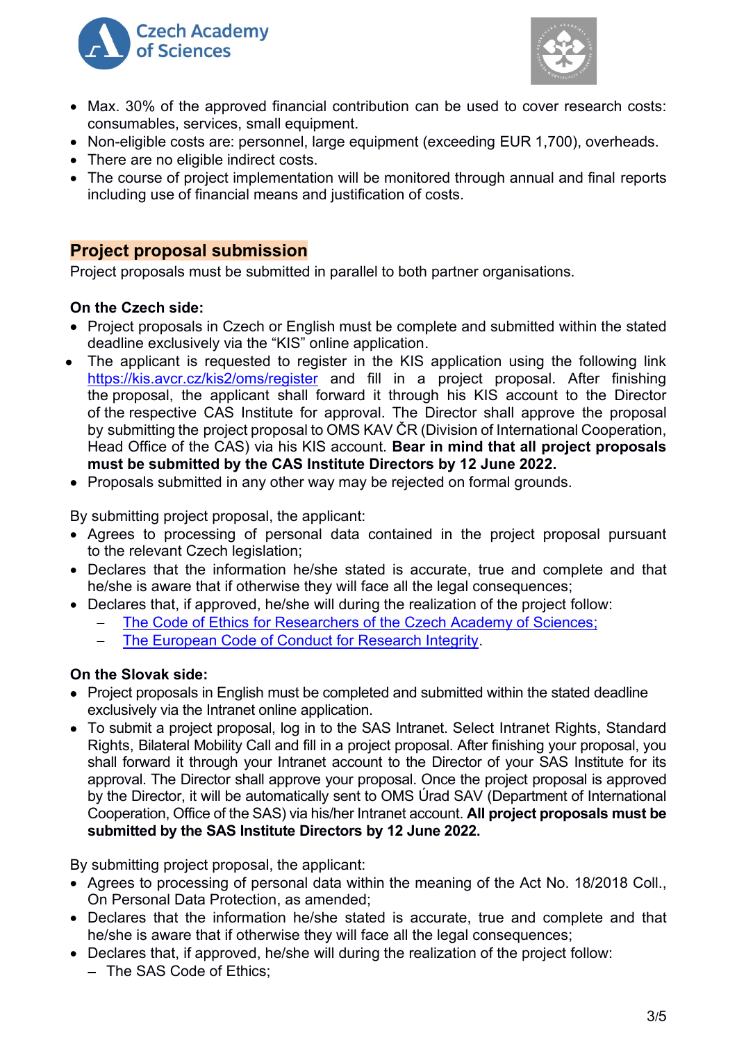- Max. 30% of the approved financial contribution can be used to cover research costs: consumables, services, small equipment.
- Non-eligible costs are: personnel, large equipment (exceeding EUR 1,700), overheads.
- There are no eligible indirect costs.
- The course of project implementation will be monitored through annual and final reports including use of financial means and justification of costs.

## Project proposal submission

Project proposals must be submitted in parallel to both partner organisations.

**On the Czech side:**

- Project proposals in Czech or English must be complete and submitted within the stated deadline exclusively via the "KIS" online application.
- The applicant is requested to register in the KIS application using the following link https://kis.avcr.cz/kis2/oms/register and fill in a project proposal. After finishing the proposal, the applicant shall forward it through his KIS account to the Director of the respective CAS Institute for approval. The Director shall approve the proposal by submitting the project proposal to OMS KAV ČR (Division of International Cooperation, Head Office of the CAS) via his KIS account. **Bear in mind that all project proposals must be submitted by the CAS Institute Directors by 12 June 2022.**
- Proposals submitted in any other way may be rejected on formal grounds.

By submitting project proposal, the applicant:

- Agrees to processing of personal data contained in the project proposal pursuant to the relevant Czech legislation;
- Declares that the information he/she stated is accurate, true and complete and that he/she is aware that if otherwise they will face all the legal consequences;
- Declares that, if approved, he/she will during the realization of the project follow:
  - The Code of Ethics for Researchers of the Czech Academy of Sciences;
  - The European Code of Conduct for Research Integrity.

**On the Slovak side:**

- Project proposals in English must be completed and submitted within the stated deadline exclusively via the Intranet online application.
- To submit a project proposal, log in to the SAS Intranet. Select Intranet Rights, Standard Rights, Bilateral Mobility Call and fill in a project proposal. After finishing your proposal, you shall forward it through your Intranet account to the Director of your SAS Institute for its approval. The Director shall approve your proposal. Once the project proposal is approved by the Director, it will be automatically sent to OMS Úrad SAV (Department of International Cooperation, Office of the SAS) via his/her Intranet account. **All project proposals must be submitted by the SAS Institute Directors by 12 June 2022.**

By submitting project proposal, the applicant:

- Agrees to processing of personal data within the meaning of the Act No. 18/2018 Coll., On Personal Data Protection, as amended;
- Declares that the information he/she stated is accurate, true and complete and that he/she is aware that if otherwise they will face all the legal consequences;
- Declares that, if approved, he/she will during the realization of the project follow:
  - The SAS Code of Ethics;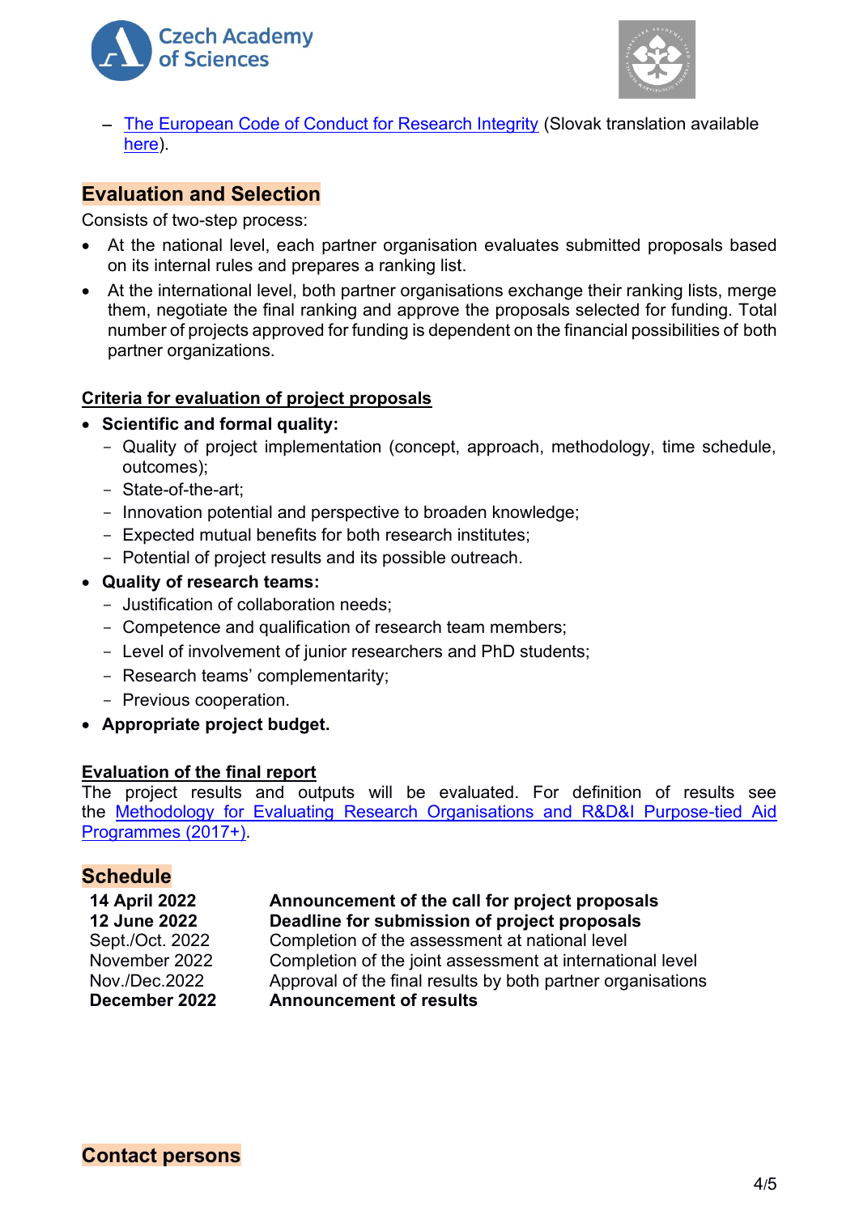- [The European Code of Conduct for Research Integrity]() (Slovak translation available [here]()).

## Evaluation and Selection

Consists of two-step process:

- At the national level, each partner organisation evaluates submitted proposals based on its internal rules and prepares a ranking list.
- At the international level, both partner organisations exchange their ranking lists, merge them, negotiate the final ranking and approve the proposals selected for funding. Total number of projects approved for funding is dependent on the financial possibilities of both partner organizations.

### Criteria for evaluation of project proposals

- **Scientific and formal quality:**
  - Quality of project implementation (concept, approach, methodology, time schedule, outcomes);
  - State-of-the-art;
  - Innovation potential and perspective to broaden knowledge;
  - Expected mutual benefits for both research institutes;
  - Potential of project results and its possible outreach.
- **Quality of research teams:**
  - Justification of collaboration needs;
  - Competence and qualification of research team members;
  - Level of involvement of junior researchers and PhD students;
  - Research teams' complementarity;
  - Previous cooperation.
- **Appropriate project budget.**

### Evaluation of the final report

The project results and outputs will be evaluated. For definition of results see the [Methodology for Evaluating Research Organisations and R&D&I Purpose-tied Aid Programmes (2017+)]().

## Schedule

| | |
|---|---|
| **14 April 2022** | **Announcement of the call for project proposals** |
| **12 June 2022** | **Deadline for submission of project proposals** |
| Sept./Oct. 2022 | Completion of the assessment at national level |
| November 2022 | Completion of the joint assessment at international level |
| Nov./Dec.2022 | Approval of the final results by both partner organisations |
| **December 2022** | **Announcement of results** |

## Contact persons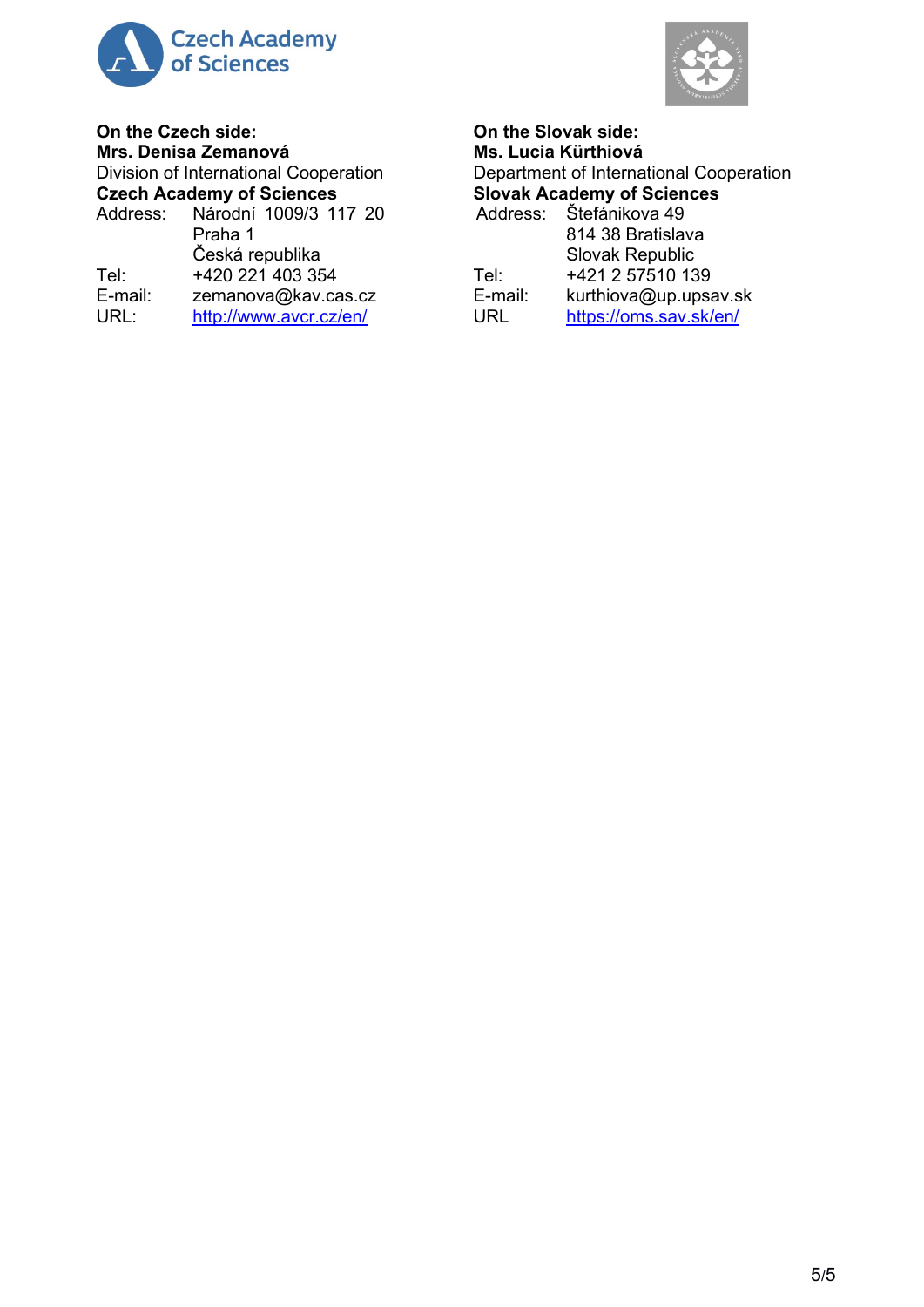**On the Czech side:**
**Mrs. Denisa Zemanová**
Division of International Cooperation
**Czech Academy of Sciences**

| | |
|---|---|
| Address: | Národní 1009/3 117 20 |
| | Praha 1 |
| | Česká republika |
| Tel: | +420 221 403 354 |
| E-mail: | zemanova@kav.cas.cz |
| URL: | http://www.avcr.cz/en/ |

**On the Slovak side:**
**Ms. Lucia Kürthiová**
Department of International Cooperation
**Slovak Academy of Sciences**

| | |
|---|---|
| Address: | Štefánikova 49 |
| | 814 38 Bratislava |
| | Slovak Republic |
| Tel: | +421 2 57510 139 |
| E-mail: | kurthiova@up.upsav.sk |
| URL | https://oms.sav.sk/en/ |